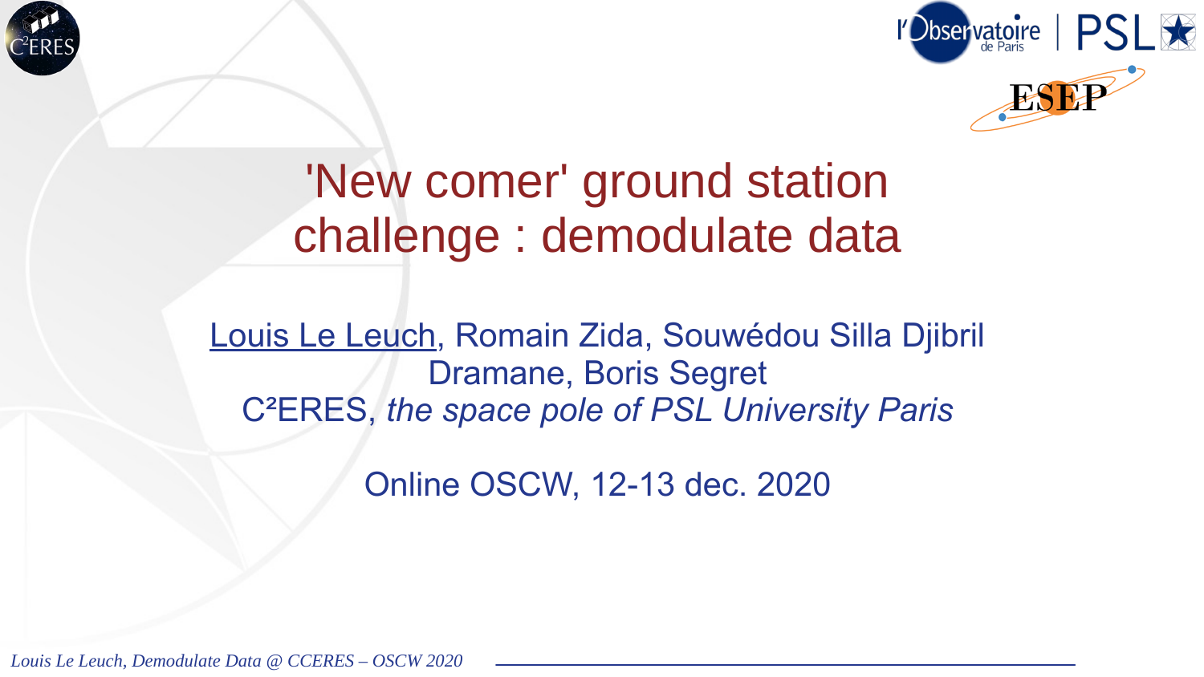# 'New comer' ground station challenge : demodulate data

Louis Le Leuch, Romain Zida, Souwédou Silla Djibril Dramane, Boris Segret

C²ERES, *the space pole of PSL University Paris*

Online OSCW, 12-13 dec. 2020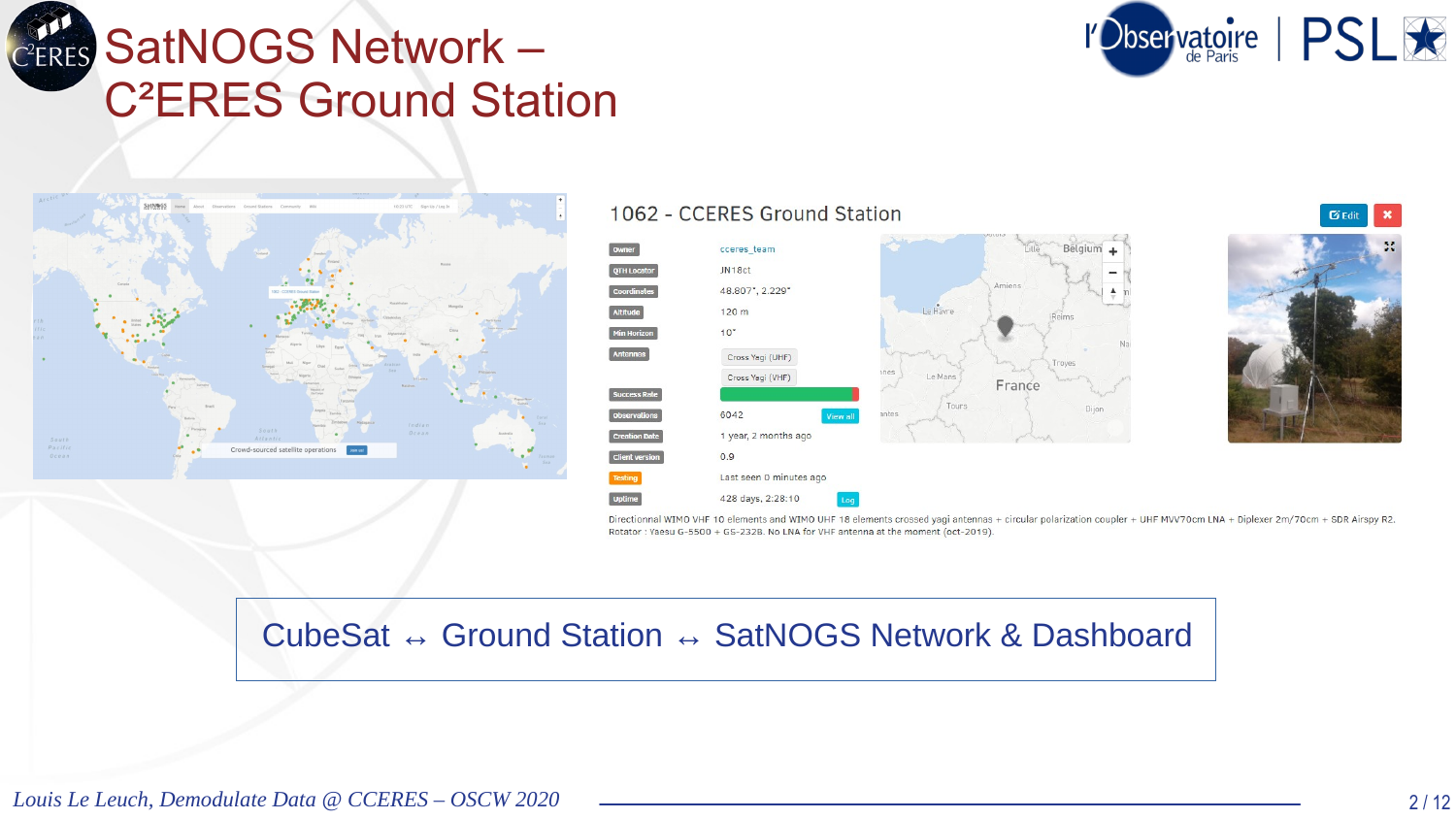# SatNOGS Network – C²ERES Ground Station

## 1062 - CCERES Ground Station

| | |
|---|---|
| Owner | cceres_team |
| QTH Locator | JN18ct |
| Coordinates | 48.807°, 2.229° |
| Altitude | 120 m |
| Min Horizon | 10° |
| Antennas | Cross Yagi (UHF) Cross Yagi (VHF) |
| Success Rate | |
| Observations | 6042 |
| Creation Date | 1 year, 2 months ago |
| Client version | 0.9 |
| Testing | Last seen 0 minutes ago |
| Uptime | 428 days, 2:28:10 |

Directionnal WIMO VHF 10 elements and WIMO UHF 18 elements crossed yagi antennas + circular polarization coupler + UHF MVV70cm LNA + Diplexer 2m/70cm + SDR Airspy R2. Rotator : Yaesu G-5500 + GS-232B. No LNA for VHF antenna at the moment (oct-2019).

CubeSat ↔ Ground Station ↔ SatNOGS Network & Dashboard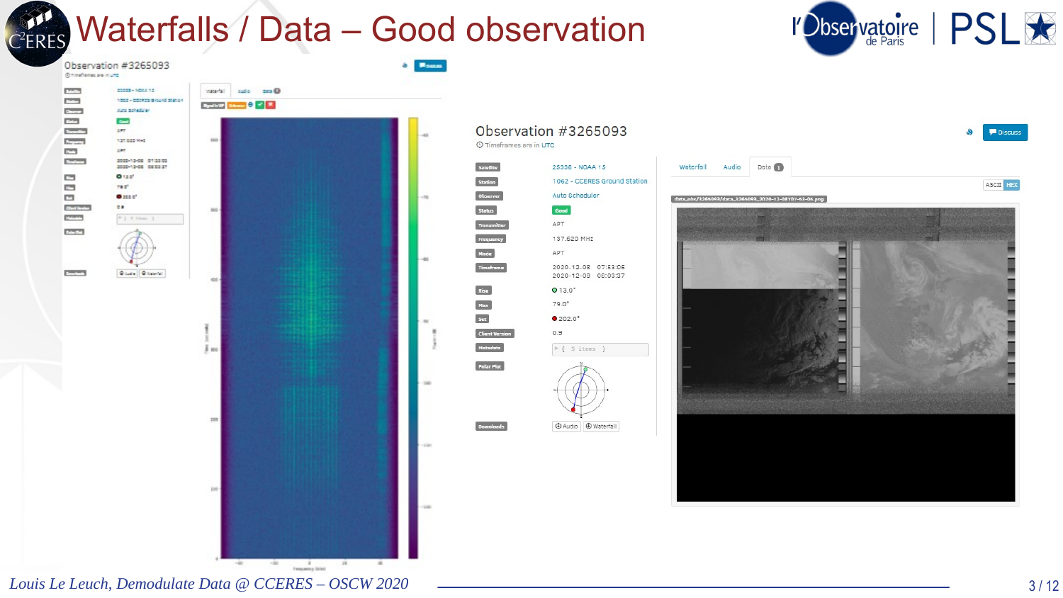# Waterfalls / Data – Good observation

## Observation #3265093

Timeframes are in UTC

| | |
|---|---|
| Satellite | 25338 - NOAA 15 |
| Station | 1062 - CCERES Ground Station |
| Observer | Auto Scheduler |
| Status | Good |
| Transmitter | APT |
| Frequency | 137.620 MHz |
| Mode | APT |
| Timeframe | 2020-12-08 07:53:05<br>2020-12-08 08:03:37 |
| Rise | 13.0° |
| Max | 79.0° |
| Set | 202.0° |
| Client Version | 0.9 |
| Metadata | { 5 items } |
| Polar Plot | |
| Downloads | Audio · Waterfall |

Waterfall · Audio · Data

ASCII · HEX

data_obs/3265093/data_3265093_2020-12-08T07-53-05.png

Discuss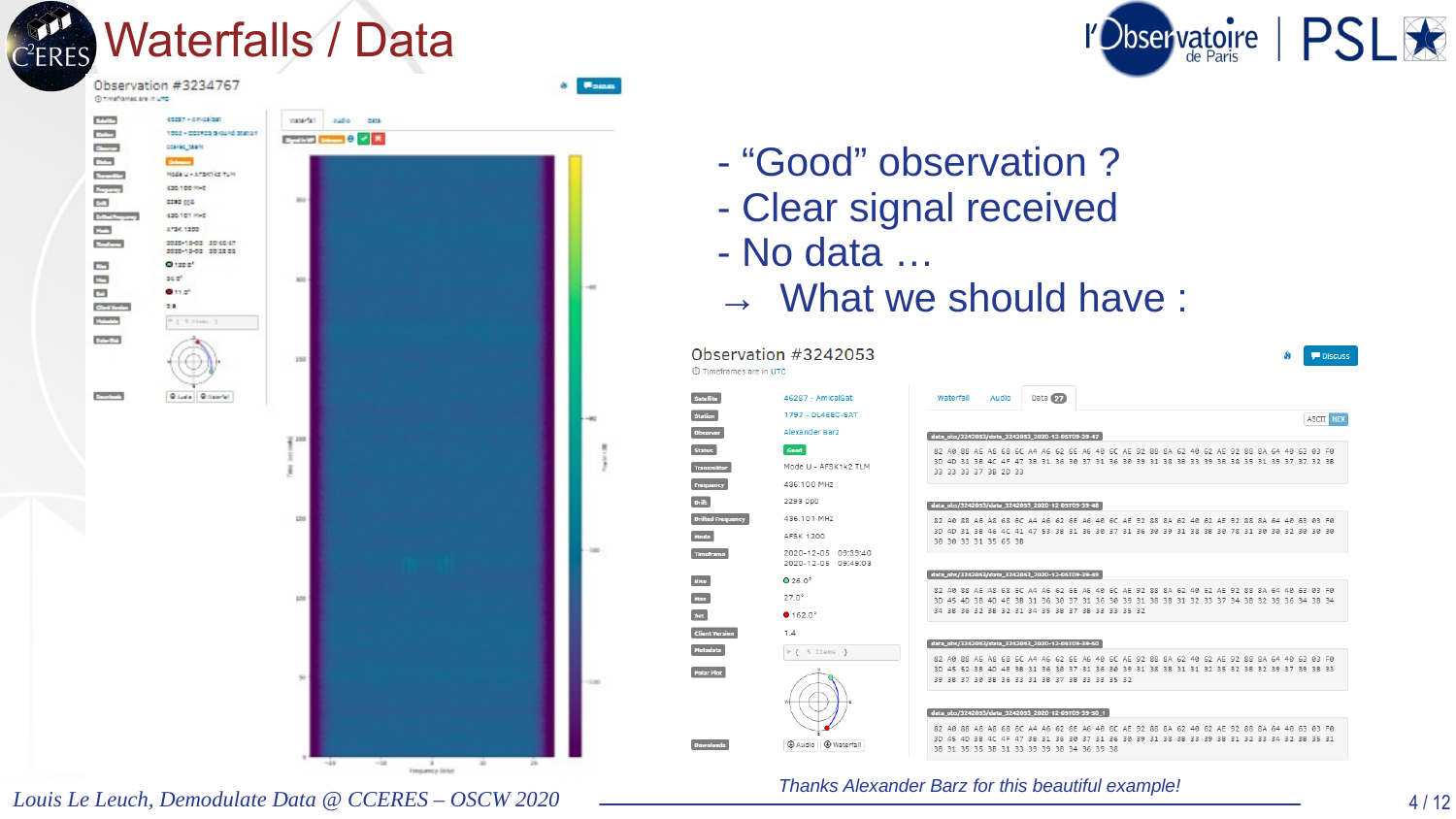# Waterfalls / Data

- “Good” observation ?
- Clear signal received
- No data …

→ What we should have :

Observation #3234767

Observation #3242053

Thanks Alexander Barz for this beautiful example!

*Louis Le Leuch, Demodulate Data @ CCERES – OSCW 2020*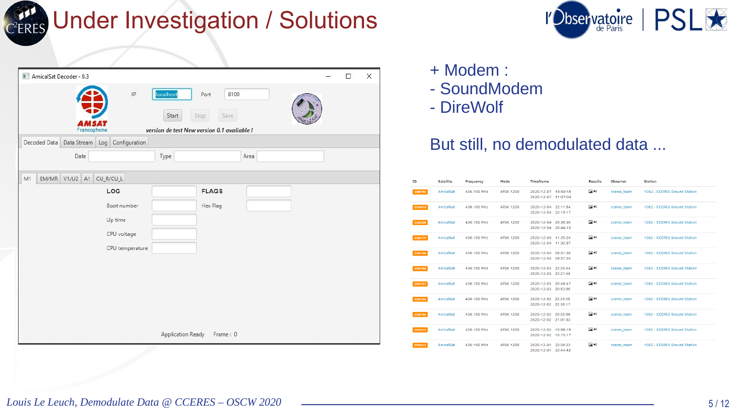# Under Investigation / Solutions

AmicalSat Decoder - 0.3

IP localhost Port 8100

Start Stop Save

AMSAT Francophone

*version de test New version 0.1 available !*

Decoded Data | Data Stream | Log | Configuration

Date Type Area

M1 | EM/MR | V1/U2 | A1 | CU_R/CU_L

LOG FLAGS

Boot number Hex Flag

Up time

CPU voltage

CPU temperature

Application Ready Frame : 0

+ Modem :
- SoundModem
- DireWolf

But still, no demodulated data ...

| ID | Satellite | Frequency | Mode | Timeframe | Results | Observer | Station |
|---|---|---|---|---|---|---|---|
| 3260765 | AmicalSat | 436.100 MHz | AFSK 1200 | 2020-12-07 10:59:18 2020-12-07 11:07:04 | | cceres_team | 1062 - CCERES Ground Station |
| 3244318 | AmicalSat | 436.100 MHz | AFSK 1200 | 2020-12-04 22:11:54 2020-12-04 22:19:17 | | cceres_team | 1062 - CCERES Ground Station |
| 3244309 | AmicalSat | 436.100 MHz | AFSK 1200 | 2020-12-04 20:38:30 2020-12-04 20:44:15 | | cceres_team | 1062 - CCERES Ground Station |
| 3234770 | AmicalSat | 436.100 MHz | AFSK 1200 | 2020-12-04 11:25:24 2020-12-04 11:32:37 | | cceres_team | 1062 - CCERES Ground Station |
| 3234769 | AmicalSat | 436.100 MHz | AFSK 1200 | 2020-12-04 09:51:26 2020-12-04 09:57:24 | | cceres_team | 1062 - CCERES Ground Station |
| 3234768 | AmicalSat | 436.100 MHz | AFSK 1200 | 2020-12-03 22:20:44 2020-12-03 22:27:48 | | cceres_team | 1062 - CCERES Ground Station |
| 3234767 | AmicalSat | 436.100 MHz | AFSK 1200 | 2020-12-03 20:46:47 2020-12-03 20:53:05 | | cceres_team | 1062 - CCERES Ground Station |
| 3234766 | AmicalSat | 436.100 MHz | AFSK 1200 | 2020-12-02 22:29:36 2020-12-02 22:36:17 | | cceres_team | 1062 - CCERES Ground Station |
| 3234765 | AmicalSat | 436.100 MHz | AFSK 1200 | 2020-12-02 20:55:08 2020-12-02 21:01:52 | | cceres_team | 1062 - CCERES Ground Station |
| 3222413 | AmicalSat | 436.100 MHz | AFSK 1200 | 2020-12-02 10:08:19 2020-12-02 10:15:17 | | cceres_team | 1062 - CCERES Ground Station |
| 3222412 | AmicalSat | 436.100 MHz | AFSK 1200 | 2020-12-01 22:38:33 2020-12-01 22:44:43 | | cceres_team | 1062 - CCERES Ground Station |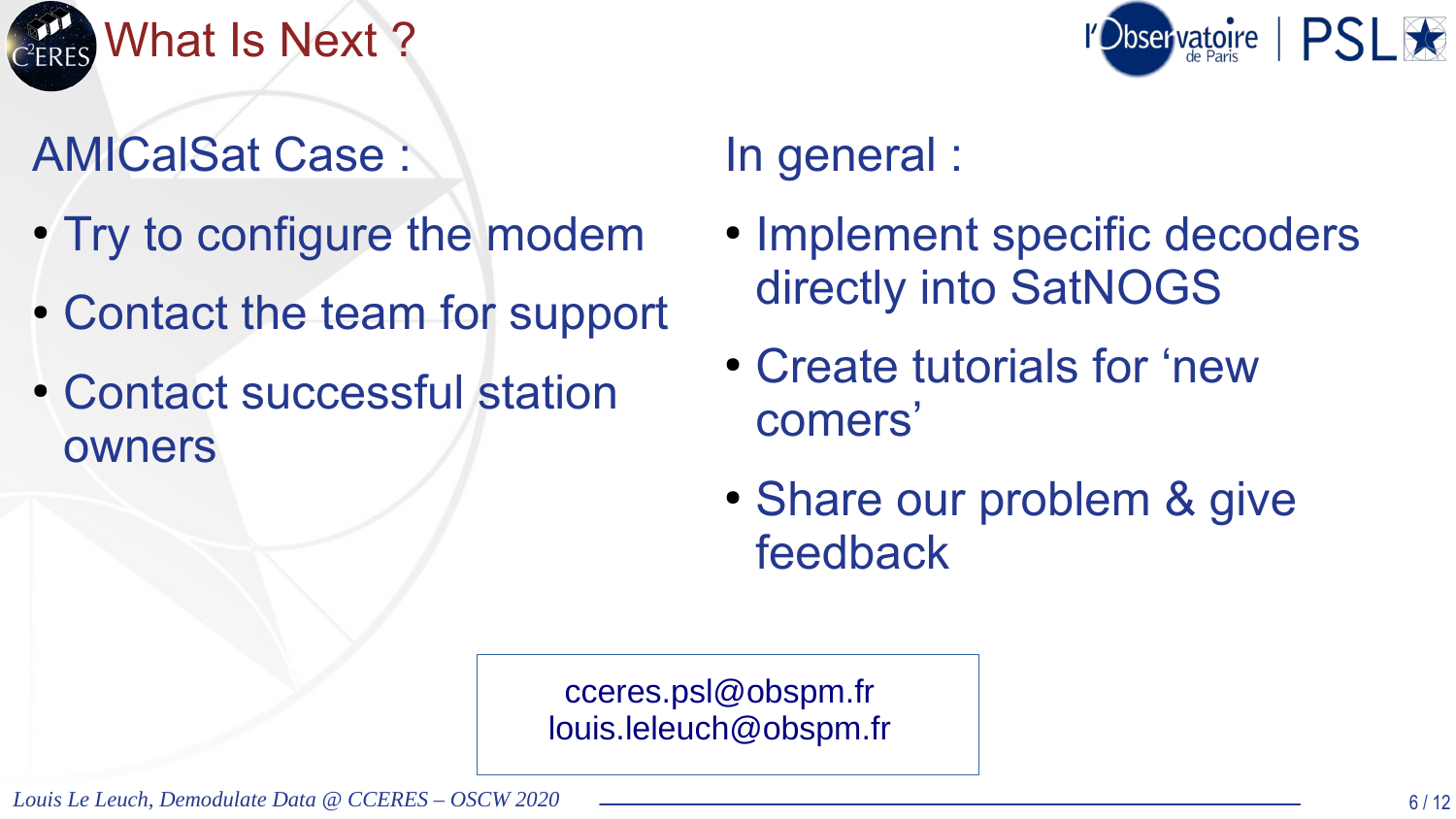# What Is Next ?

## AMICalSat Case :

- Try to configure the modem
- Contact the team for support
- Contact successful station owners

## In general :

- Implement specific decoders directly into SatNOGS
- Create tutorials for ‘new comers’
- Share our problem & give feedback

cceres.psl@obspm.fr
louis.leleuch@obspm.fr